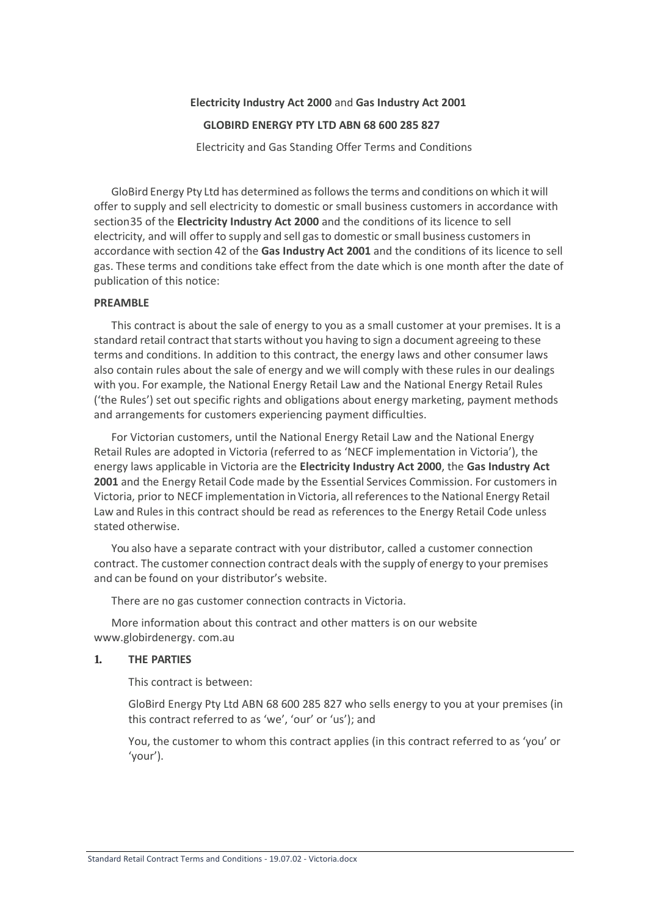**Electricity Industry Act 2000** and **Gas Industry Act 2001**

**GLOBIRD ENERGY PTY LTD ABN 68 600 285 827**

Electricity and Gas Standing Offer Terms and Conditions

GloBird Energy Pty Ltd has determined as follows the terms and conditions on which it will offer to supply and sell electricity to domestic or small business customers in accordance with section35 of the **Electricity Industry Act 2000** and the conditions of its licence to sell electricity, and will offer to supply and sell gas to domestic or small business customers in accordance with section 42 of the **Gas Industry Act 2001** and the conditions of its licence to sell gas. These terms and conditions take effect from the date which is one month after the date of publication of this notice:

**PREAMBLE**

This contract is about the sale of energy to you as a small customer at your premises. It is a standard retail contract that starts without you having to sign a document agreeing to these terms and conditions. In addition to this contract, the energy laws and other consumer laws also contain rules about the sale of energy and we will comply with these rules in our dealings with you. For example, the National Energy Retail Law and the National Energy Retail Rules ('the Rules') set out specific rights and obligations about energy marketing, payment methods and arrangements for customers experiencing payment difficulties.

For Victorian customers, until the National Energy Retail Law and the National Energy Retail Rules are adopted in Victoria (referred to as 'NECF implementation in Victoria'), the energy laws applicable in Victoria are the **Electricity Industry Act 2000**, the **Gas Industry Act 2001** and the Energy Retail Code made by the Essential Services Commission. For customers in Victoria, prior to NECF implementation in Victoria, all references to the National Energy Retail Law and Rules in this contract should be read as references to the Energy Retail Code unless stated otherwise.

You also have a separate contract with your distributor, called a customer connection contract. The customer connection contract deals with the supply of energy to your premises and can be found on your distributor's website.

There are no gas customer connection contracts in Victoria.

More information about this contract and other matters is on our website www.globirdenergy. com.au

## 1. THE PARTIES

This contract is between:

GloBird Energy Pty Ltd ABN 68 600 285 827 who sells energy to you at your premises (in this contract referred to as 'we', 'our' or 'us'); and

You, the customer to whom this contract applies (in this contract referred to as 'you' or 'your').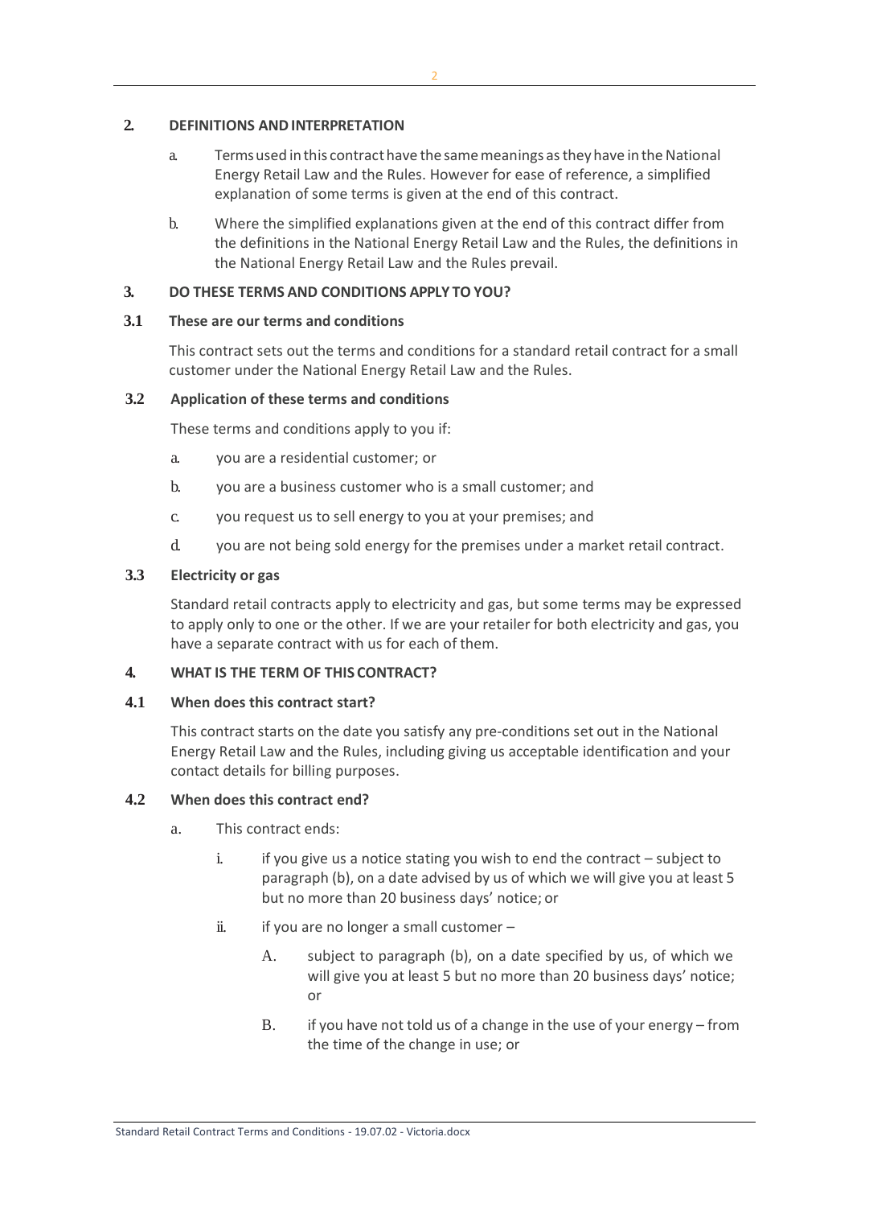## 2. DEFINITIONS AND INTERPRETATION

a. Terms used in this contract have the same meanings as they have in the National Energy Retail Law and the Rules. However for ease of reference, a simplified explanation of some terms is given at the end of this contract.

b. Where the simplified explanations given at the end of this contract differ from the definitions in the National Energy Retail Law and the Rules, the definitions in the National Energy Retail Law and the Rules prevail.

## 3. DO THESE TERMS AND CONDITIONS APPLY TO YOU?

### 3.1 These are our terms and conditions

This contract sets out the terms and conditions for a standard retail contract for a small customer under the National Energy Retail Law and the Rules.

### 3.2 Application of these terms and conditions

These terms and conditions apply to you if:

a. you are a residential customer; or

b. you are a business customer who is a small customer; and

c. you request us to sell energy to you at your premises; and

d. you are not being sold energy for the premises under a market retail contract.

### 3.3 Electricity or gas

Standard retail contracts apply to electricity and gas, but some terms may be expressed to apply only to one or the other. If we are your retailer for both electricity and gas, you have a separate contract with us for each of them.

## 4. WHAT IS THE TERM OF THIS CONTRACT?

### 4.1 When does this contract start?

This contract starts on the date you satisfy any pre-conditions set out in the National Energy Retail Law and the Rules, including giving us acceptable identification and your contact details for billing purposes.

### 4.2 When does this contract end?

a. This contract ends:

   i. if you give us a notice stating you wish to end the contract – subject to paragraph (b), on a date advised by us of which we will give you at least 5 but no more than 20 business days' notice; or

   ii. if you are no longer a small customer –

      A. subject to paragraph (b), on a date specified by us, of which we will give you at least 5 but no more than 20 business days' notice; or

      B. if you have not told us of a change in the use of your energy – from the time of the change in use; or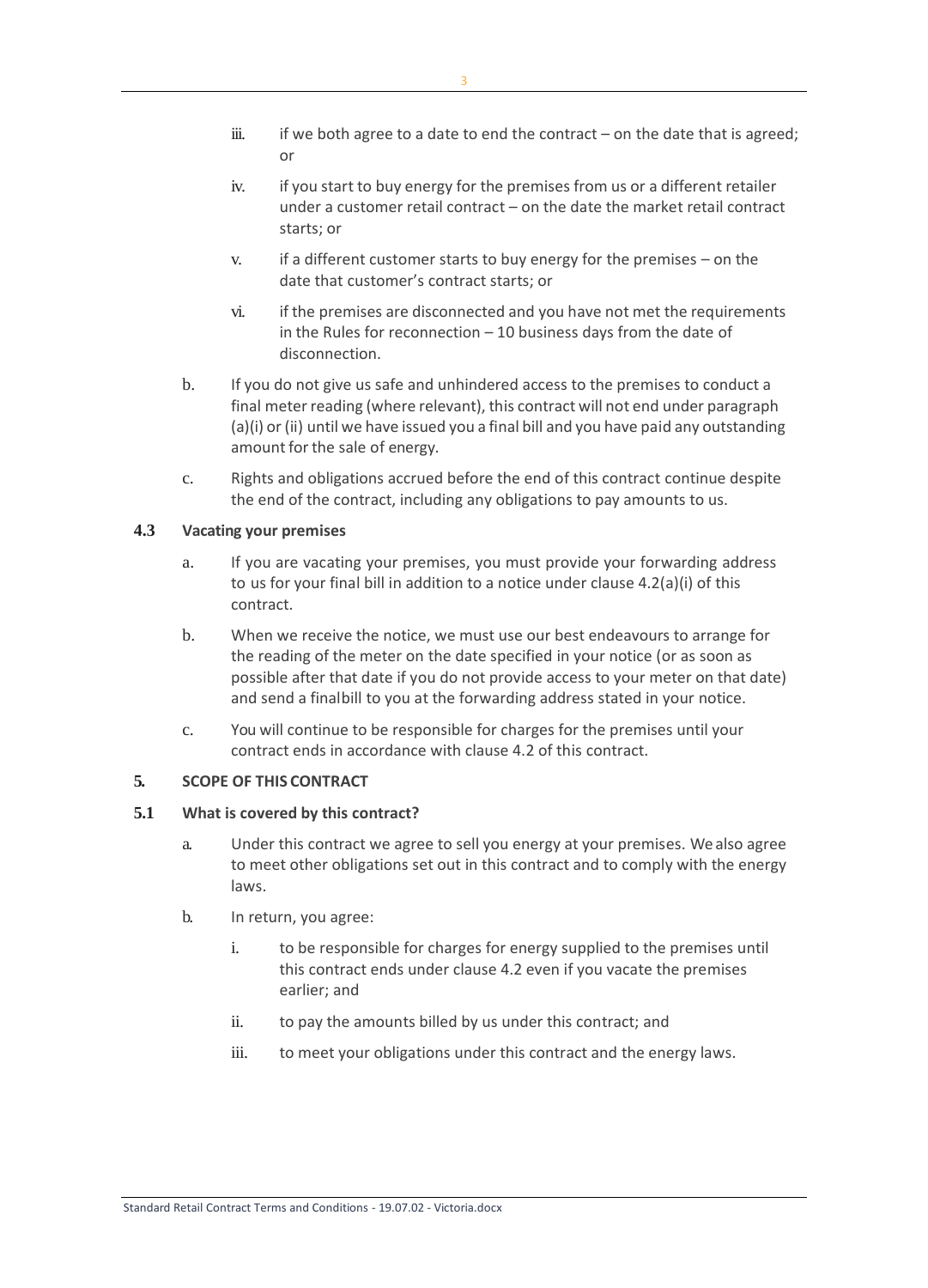iii. if we both agree to a date to end the contract – on the date that is agreed; or

iv. if you start to buy energy for the premises from us or a different retailer under a customer retail contract – on the date the market retail contract starts; or

v. if a different customer starts to buy energy for the premises – on the date that customer's contract starts; or

vi. if the premises are disconnected and you have not met the requirements in the Rules for reconnection – 10 business days from the date of disconnection.

b. If you do not give us safe and unhindered access to the premises to conduct a final meter reading (where relevant), this contract will not end under paragraph (a)(i) or (ii) until we have issued you a final bill and you have paid any outstanding amount for the sale of energy.

c. Rights and obligations accrued before the end of this contract continue despite the end of the contract, including any obligations to pay amounts to us.

### 4.3 Vacating your premises

a. If you are vacating your premises, you must provide your forwarding address to us for your final bill in addition to a notice under clause 4.2(a)(i) of this contract.

b. When we receive the notice, we must use our best endeavours to arrange for the reading of the meter on the date specified in your notice (or as soon as possible after that date if you do not provide access to your meter on that date) and send a final bill to you at the forwarding address stated in your notice.

c. You will continue to be responsible for charges for the premises until your contract ends in accordance with clause 4.2 of this contract.

## 5. SCOPE OF THIS CONTRACT

### 5.1 What is covered by this contract?

a. Under this contract we agree to sell you energy at your premises. We also agree to meet other obligations set out in this contract and to comply with the energy laws.

b. In return, you agree:

i. to be responsible for charges for energy supplied to the premises until this contract ends under clause 4.2 even if you vacate the premises earlier; and

ii. to pay the amounts billed by us under this contract; and

iii. to meet your obligations under this contract and the energy laws.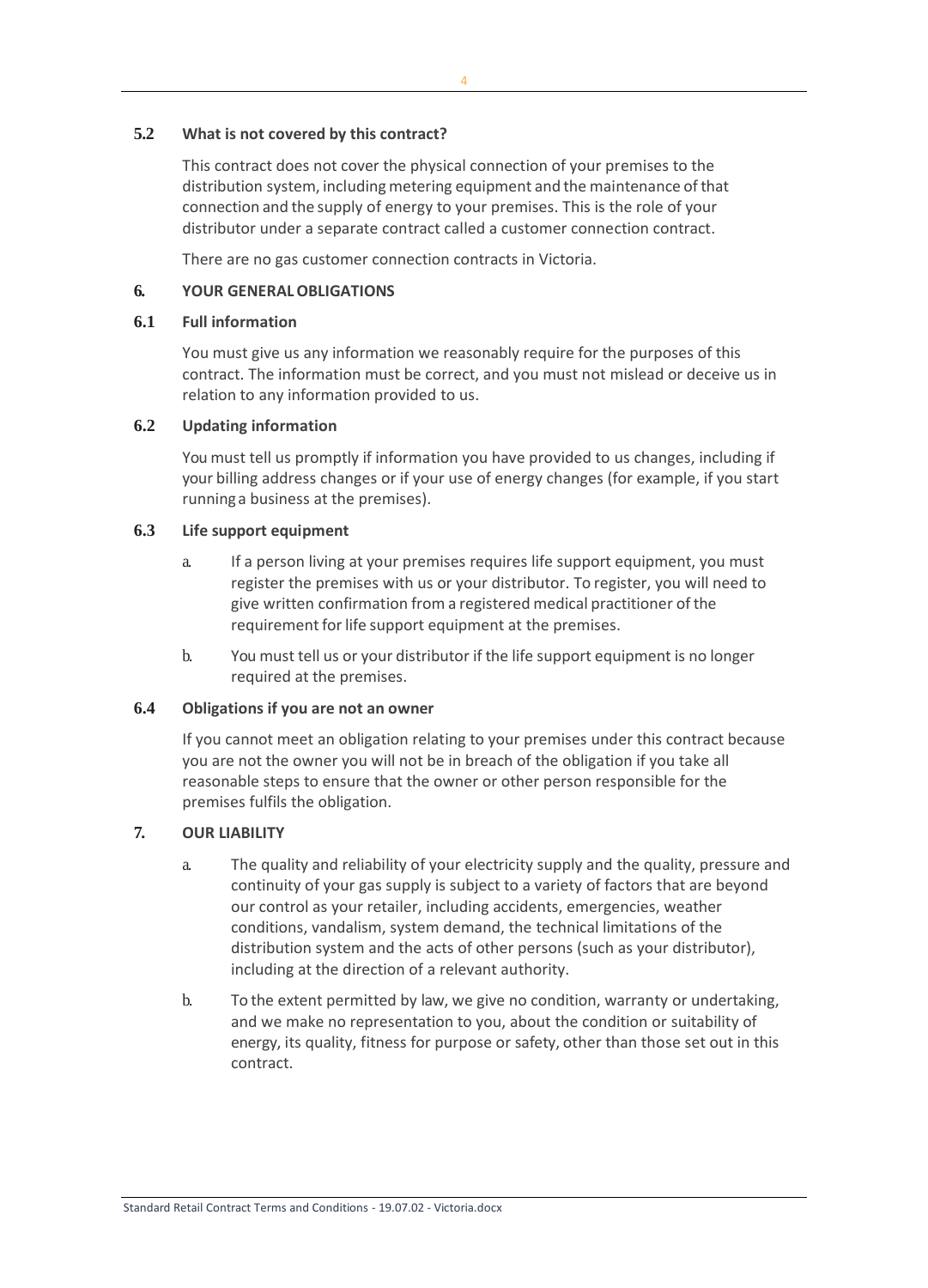### 5.2 What is not covered by this contract?

This contract does not cover the physical connection of your premises to the distribution system, including metering equipment and the maintenance of that connection and the supply of energy to your premises. This is the role of your distributor under a separate contract called a customer connection contract.

There are no gas customer connection contracts in Victoria.

## 6. YOUR GENERAL OBLIGATIONS

### 6.1 Full information

You must give us any information we reasonably require for the purposes of this contract. The information must be correct, and you must not mislead or deceive us in relation to any information provided to us.

### 6.2 Updating information

You must tell us promptly if information you have provided to us changes, including if your billing address changes or if your use of energy changes (for example, if you start running a business at the premises).

### 6.3 Life support equipment

a. If a person living at your premises requires life support equipment, you must register the premises with us or your distributor. To register, you will need to give written confirmation from a registered medical practitioner of the requirement for life support equipment at the premises.

b. You must tell us or your distributor if the life support equipment is no longer required at the premises.

### 6.4 Obligations if you are not an owner

If you cannot meet an obligation relating to your premises under this contract because you are not the owner you will not be in breach of the obligation if you take all reasonable steps to ensure that the owner or other person responsible for the premises fulfils the obligation.

## 7. OUR LIABILITY

a. The quality and reliability of your electricity supply and the quality, pressure and continuity of your gas supply is subject to a variety of factors that are beyond our control as your retailer, including accidents, emergencies, weather conditions, vandalism, system demand, the technical limitations of the distribution system and the acts of other persons (such as your distributor), including at the direction of a relevant authority.

b. To the extent permitted by law, we give no condition, warranty or undertaking, and we make no representation to you, about the condition or suitability of energy, its quality, fitness for purpose or safety, other than those set out in this contract.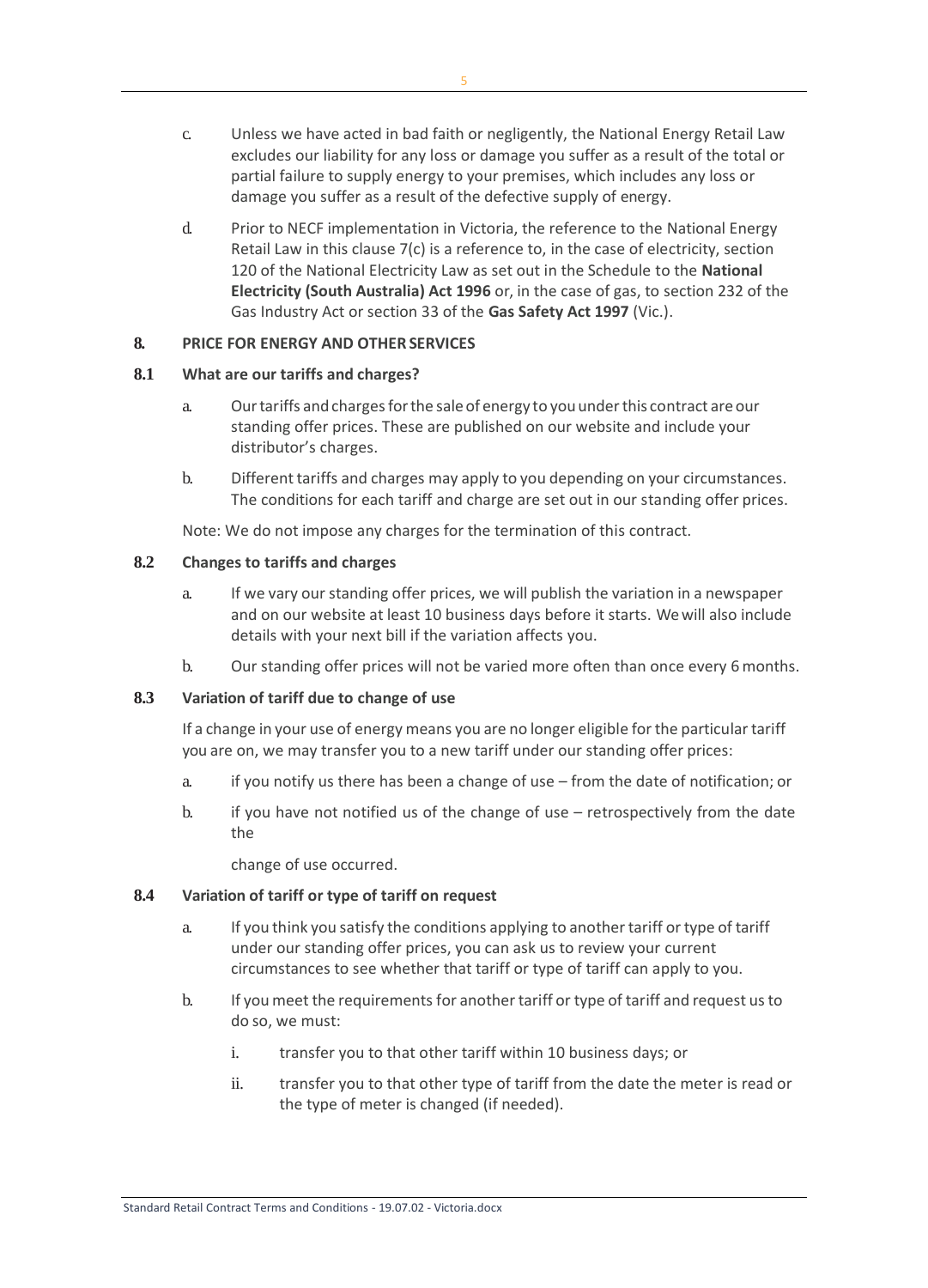c. Unless we have acted in bad faith or negligently, the National Energy Retail Law excludes our liability for any loss or damage you suffer as a result of the total or partial failure to supply energy to your premises, which includes any loss or damage you suffer as a result of the defective supply of energy.

d. Prior to NECF implementation in Victoria, the reference to the National Energy Retail Law in this clause 7(c) is a reference to, in the case of electricity, section 120 of the National Electricity Law as set out in the Schedule to the **National Electricity (South Australia) Act 1996** or, in the case of gas, to section 232 of the Gas Industry Act or section 33 of the **Gas Safety Act 1997** (Vic.).

## 8. PRICE FOR ENERGY AND OTHER SERVICES

### 8.1 What are our tariffs and charges?

a. Our tariffs and charges for the sale of energy to you under this contract are our standing offer prices. These are published on our website and include your distributor's charges.

b. Different tariffs and charges may apply to you depending on your circumstances. The conditions for each tariff and charge are set out in our standing offer prices.

Note: We do not impose any charges for the termination of this contract.

### 8.2 Changes to tariffs and charges

a. If we vary our standing offer prices, we will publish the variation in a newspaper and on our website at least 10 business days before it starts. We will also include details with your next bill if the variation affects you.

b. Our standing offer prices will not be varied more often than once every 6 months.

### 8.3 Variation of tariff due to change of use

If a change in your use of energy means you are no longer eligible for the particular tariff you are on, we may transfer you to a new tariff under our standing offer prices:

a. if you notify us there has been a change of use – from the date of notification; or

b. if you have not notified us of the change of use – retrospectively from the date the

change of use occurred.

### 8.4 Variation of tariff or type of tariff on request

a. If you think you satisfy the conditions applying to another tariff or type of tariff under our standing offer prices, you can ask us to review your current circumstances to see whether that tariff or type of tariff can apply to you.

b. If you meet the requirements for another tariff or type of tariff and request us to do so, we must:

   i. transfer you to that other tariff within 10 business days; or

   ii. transfer you to that other type of tariff from the date the meter is read or the type of meter is changed (if needed).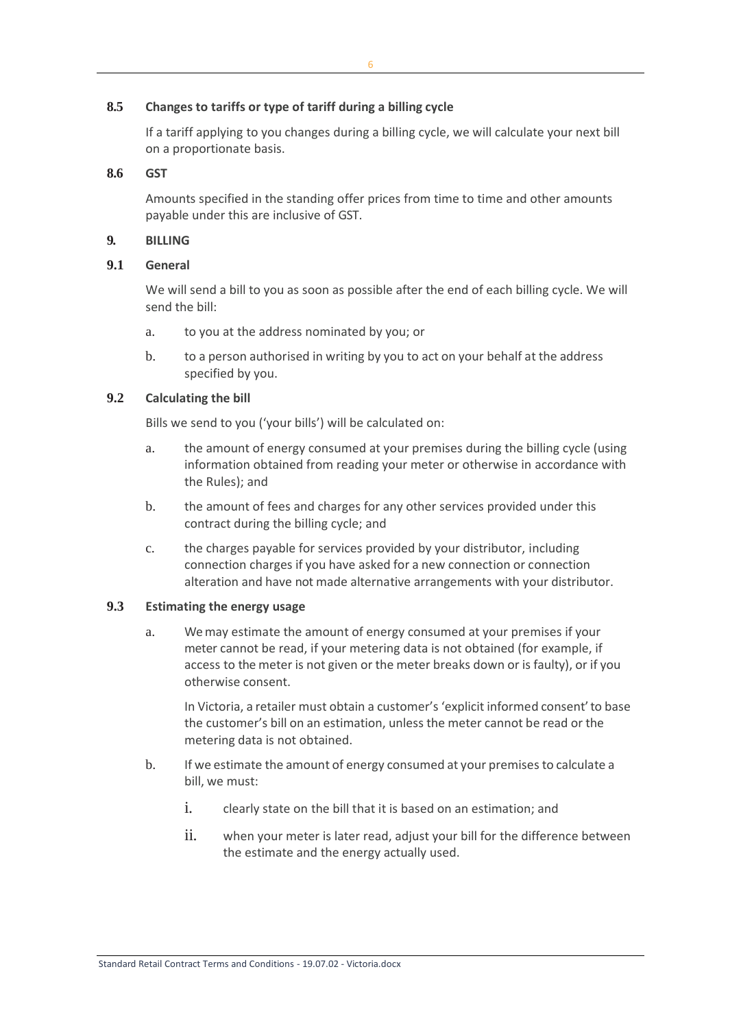### 8.5 Changes to tariffs or type of tariff during a billing cycle

If a tariff applying to you changes during a billing cycle, we will calculate your next bill on a proportionate basis.

### 8.6 GST

Amounts specified in the standing offer prices from time to time and other amounts payable under this are inclusive of GST.

## 9. BILLING

### 9.1 General

We will send a bill to you as soon as possible after the end of each billing cycle. We will send the bill:

a. to you at the address nominated by you; or

b. to a person authorised in writing by you to act on your behalf at the address specified by you.

### 9.2 Calculating the bill

Bills we send to you ('your bills') will be calculated on:

a. the amount of energy consumed at your premises during the billing cycle (using information obtained from reading your meter or otherwise in accordance with the Rules); and

b. the amount of fees and charges for any other services provided under this contract during the billing cycle; and

c. the charges payable for services provided by your distributor, including connection charges if you have asked for a new connection or connection alteration and have not made alternative arrangements with your distributor.

### 9.3 Estimating the energy usage

a. We may estimate the amount of energy consumed at your premises if your meter cannot be read, if your metering data is not obtained (for example, if access to the meter is not given or the meter breaks down or is faulty), or if you otherwise consent.

   In Victoria, a retailer must obtain a customer's 'explicit informed consent' to base the customer's bill on an estimation, unless the meter cannot be read or the metering data is not obtained.

b. If we estimate the amount of energy consumed at your premises to calculate a bill, we must:

   i. clearly state on the bill that it is based on an estimation; and

   ii. when your meter is later read, adjust your bill for the difference between the estimate and the energy actually used.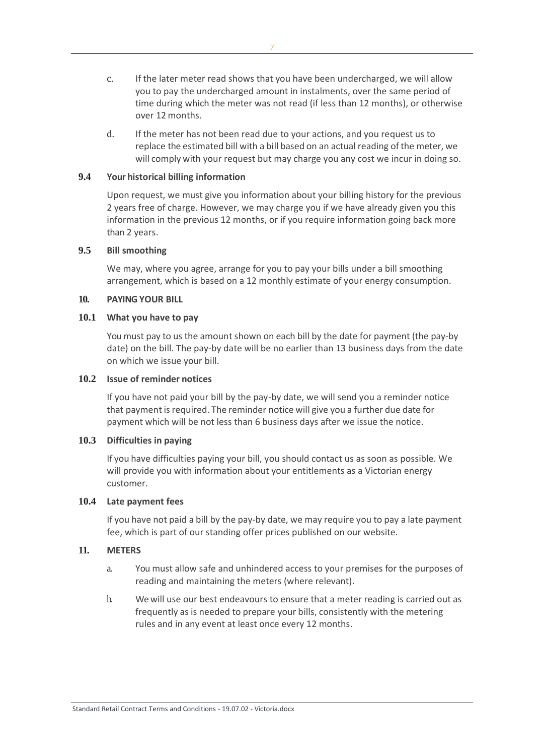c. If the later meter read shows that you have been undercharged, we will allow you to pay the undercharged amount in instalments, over the same period of time during which the meter was not read (if less than 12 months), or otherwise over 12 months.

d. If the meter has not been read due to your actions, and you request us to replace the estimated bill with a bill based on an actual reading of the meter, we will comply with your request but may charge you any cost we incur in doing so.

### 9.4 Your historical billing information

Upon request, we must give you information about your billing history for the previous 2 years free of charge. However, we may charge you if we have already given you this information in the previous 12 months, or if you require information going back more than 2 years.

### 9.5 Bill smoothing

We may, where you agree, arrange for you to pay your bills under a bill smoothing arrangement, which is based on a 12 monthly estimate of your energy consumption.

## 10. PAYING YOUR BILL

### 10.1 What you have to pay

You must pay to us the amount shown on each bill by the date for payment (the pay-by date) on the bill. The pay-by date will be no earlier than 13 business days from the date on which we issue your bill.

### 10.2 Issue of reminder notices

If you have not paid your bill by the pay-by date, we will send you a reminder notice that payment is required. The reminder notice will give you a further due date for payment which will be not less than 6 business days after we issue the notice.

### 10.3 Difficulties in paying

If you have difficulties paying your bill, you should contact us as soon as possible. We will provide you with information about your entitlements as a Victorian energy customer.

### 10.4 Late payment fees

If you have not paid a bill by the pay-by date, we may require you to pay a late payment fee, which is part of our standing offer prices published on our website.

## 11. METERS

a. You must allow safe and unhindered access to your premises for the purposes of reading and maintaining the meters (where relevant).

b. We will use our best endeavours to ensure that a meter reading is carried out as frequently as is needed to prepare your bills, consistently with the metering rules and in any event at least once every 12 months.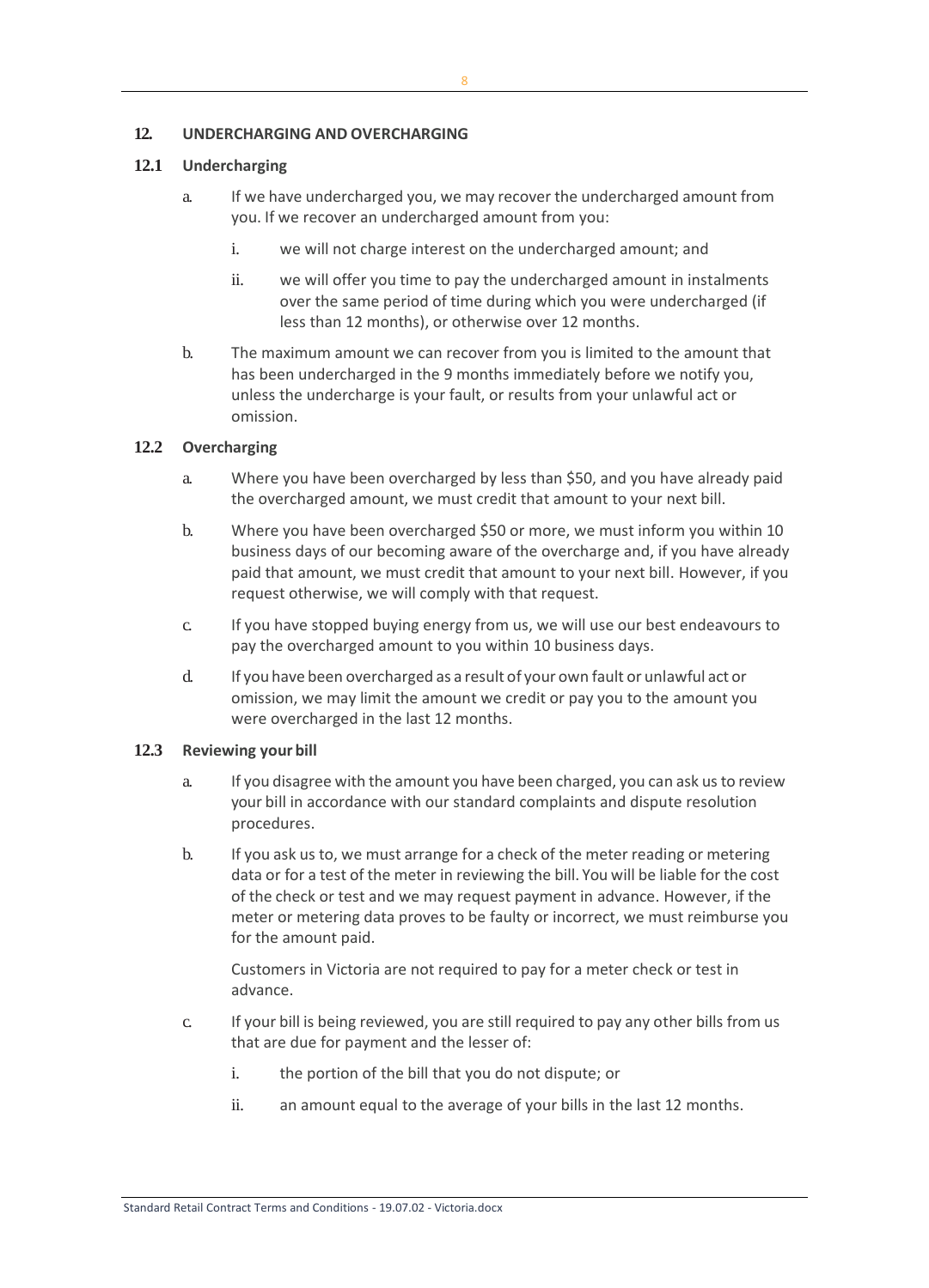## 12. UNDERCHARGING AND OVERCHARGING

### 12.1 Undercharging

a. If we have undercharged you, we may recover the undercharged amount from you. If we recover an undercharged amount from you:

   i. we will not charge interest on the undercharged amount; and

   ii. we will offer you time to pay the undercharged amount in instalments over the same period of time during which you were undercharged (if less than 12 months), or otherwise over 12 months.

b. The maximum amount we can recover from you is limited to the amount that has been undercharged in the 9 months immediately before we notify you, unless the undercharge is your fault, or results from your unlawful act or omission.

### 12.2 Overcharging

a. Where you have been overcharged by less than $50, and you have already paid the overcharged amount, we must credit that amount to your next bill.

b. Where you have been overcharged $50 or more, we must inform you within 10 business days of our becoming aware of the overcharge and, if you have already paid that amount, we must credit that amount to your next bill. However, if you request otherwise, we will comply with that request.

c. If you have stopped buying energy from us, we will use our best endeavours to pay the overcharged amount to you within 10 business days.

d. If you have been overcharged as a result of your own fault or unlawful act or omission, we may limit the amount we credit or pay you to the amount you were overcharged in the last 12 months.

### 12.3 Reviewing your bill

a. If you disagree with the amount you have been charged, you can ask us to review your bill in accordance with our standard complaints and dispute resolution procedures.

b. If you ask us to, we must arrange for a check of the meter reading or metering data or for a test of the meter in reviewing the bill. You will be liable for the cost of the check or test and we may request payment in advance. However, if the meter or metering data proves to be faulty or incorrect, we must reimburse you for the amount paid.

   Customers in Victoria are not required to pay for a meter check or test in advance.

c. If your bill is being reviewed, you are still required to pay any other bills from us that are due for payment and the lesser of:

   i. the portion of the bill that you do not dispute; or

   ii. an amount equal to the average of your bills in the last 12 months.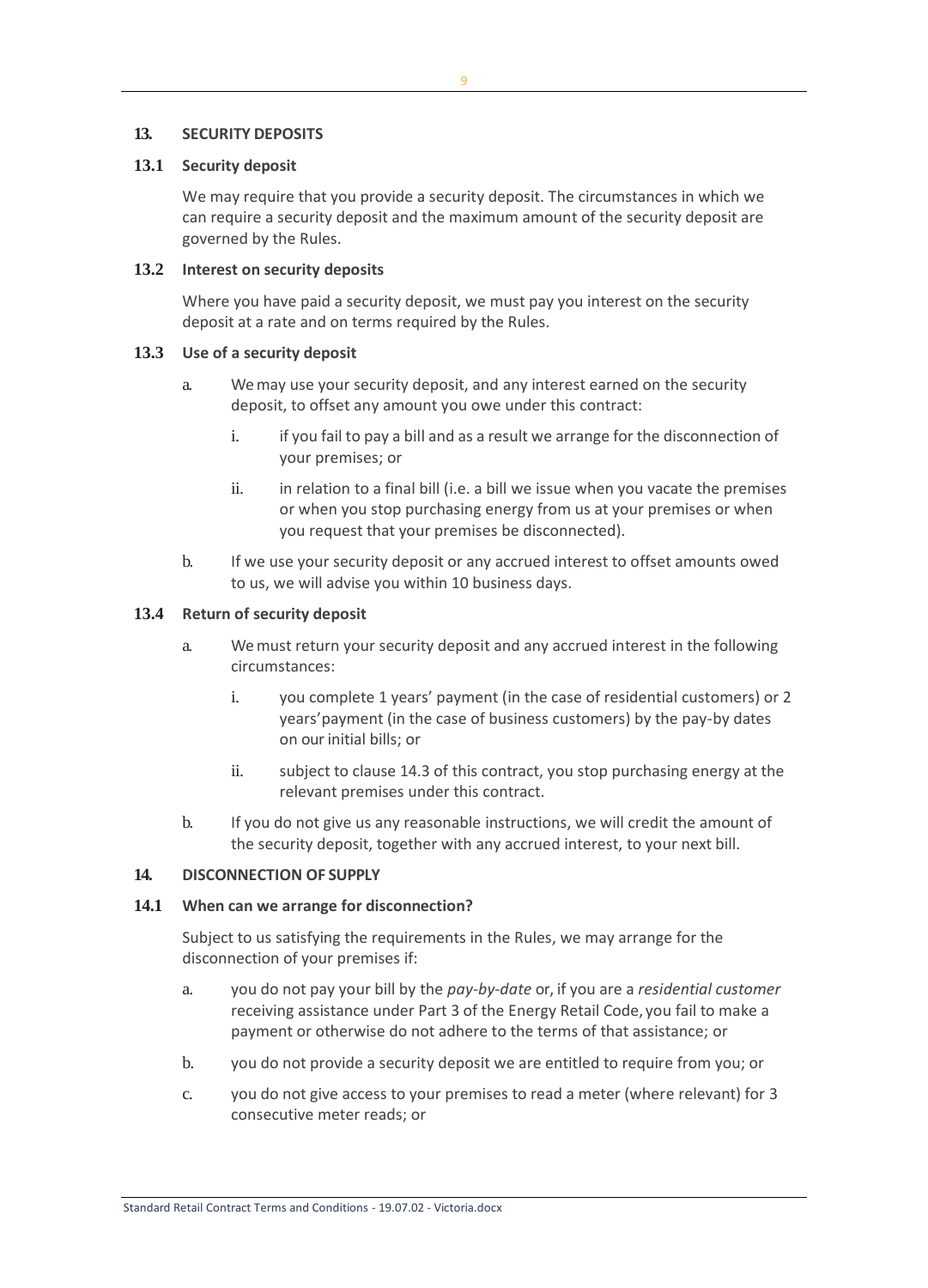## 13. SECURITY DEPOSITS

### 13.1 Security deposit

We may require that you provide a security deposit. The circumstances in which we can require a security deposit and the maximum amount of the security deposit are governed by the Rules.

### 13.2 Interest on security deposits

Where you have paid a security deposit, we must pay you interest on the security deposit at a rate and on terms required by the Rules.

### 13.3 Use of a security deposit

a. We may use your security deposit, and any interest earned on the security deposit, to offset any amount you owe under this contract:

   i. if you fail to pay a bill and as a result we arrange for the disconnection of your premises; or

   ii. in relation to a final bill (i.e. a bill we issue when you vacate the premises or when you stop purchasing energy from us at your premises or when you request that your premises be disconnected).

b. If we use your security deposit or any accrued interest to offset amounts owed to us, we will advise you within 10 business days.

### 13.4 Return of security deposit

a. We must return your security deposit and any accrued interest in the following circumstances:

   i. you complete 1 years' payment (in the case of residential customers) or 2 years' payment (in the case of business customers) by the pay-by dates on our initial bills; or

   ii. subject to clause 14.3 of this contract, you stop purchasing energy at the relevant premises under this contract.

b. If you do not give us any reasonable instructions, we will credit the amount of the security deposit, together with any accrued interest, to your next bill.

## 14. DISCONNECTION OF SUPPLY

### 14.1 When can we arrange for disconnection?

Subject to us satisfying the requirements in the Rules, we may arrange for the disconnection of your premises if:

a. you do not pay your bill by the *pay-by-date* or, if you are a *residential customer* receiving assistance under Part 3 of the Energy Retail Code, you fail to make a payment or otherwise do not adhere to the terms of that assistance; or

b. you do not provide a security deposit we are entitled to require from you; or

c. you do not give access to your premises to read a meter (where relevant) for 3 consecutive meter reads; or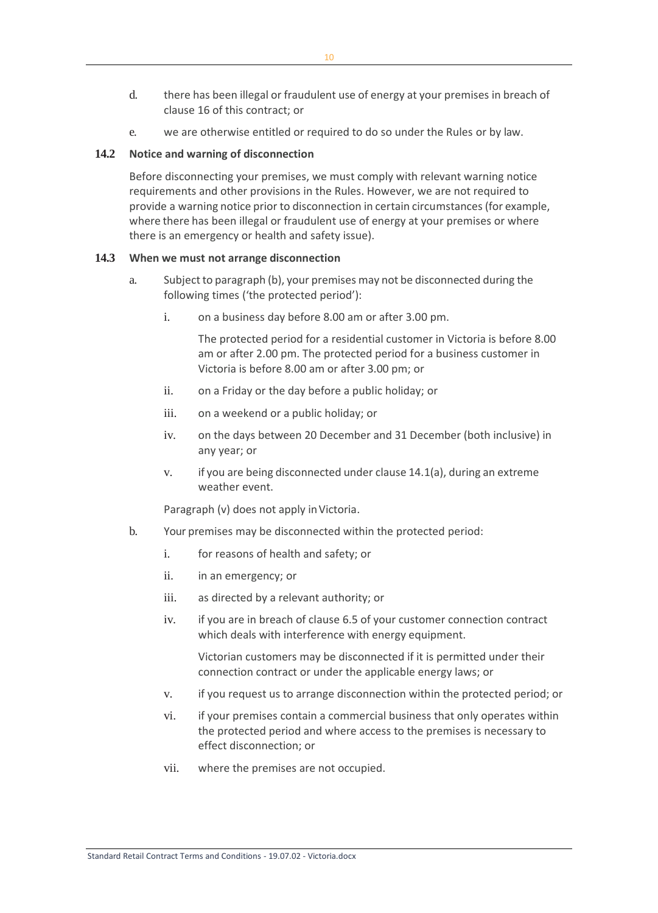d. there has been illegal or fraudulent use of energy at your premises in breach of clause 16 of this contract; or

e. we are otherwise entitled or required to do so under the Rules or by law.

### 14.2 Notice and warning of disconnection

Before disconnecting your premises, we must comply with relevant warning notice requirements and other provisions in the Rules. However, we are not required to provide a warning notice prior to disconnection in certain circumstances (for example, where there has been illegal or fraudulent use of energy at your premises or where there is an emergency or health and safety issue).

### 14.3 When we must not arrange disconnection

a. Subject to paragraph (b), your premises may not be disconnected during the following times ('the protected period'):

   i. on a business day before 8.00 am or after 3.00 pm.

      The protected period for a residential customer in Victoria is before 8.00 am or after 2.00 pm. The protected period for a business customer in Victoria is before 8.00 am or after 3.00 pm; or

   ii. on a Friday or the day before a public holiday; or

   iii. on a weekend or a public holiday; or

   iv. on the days between 20 December and 31 December (both inclusive) in any year; or

   v. if you are being disconnected under clause 14.1(a), during an extreme weather event.

   Paragraph (v) does not apply in Victoria.

b. Your premises may be disconnected within the protected period:

   i. for reasons of health and safety; or

   ii. in an emergency; or

   iii. as directed by a relevant authority; or

   iv. if you are in breach of clause 6.5 of your customer connection contract which deals with interference with energy equipment.

      Victorian customers may be disconnected if it is permitted under their connection contract or under the applicable energy laws; or

   v. if you request us to arrange disconnection within the protected period; or

   vi. if your premises contain a commercial business that only operates within the protected period and where access to the premises is necessary to effect disconnection; or

   vii. where the premises are not occupied.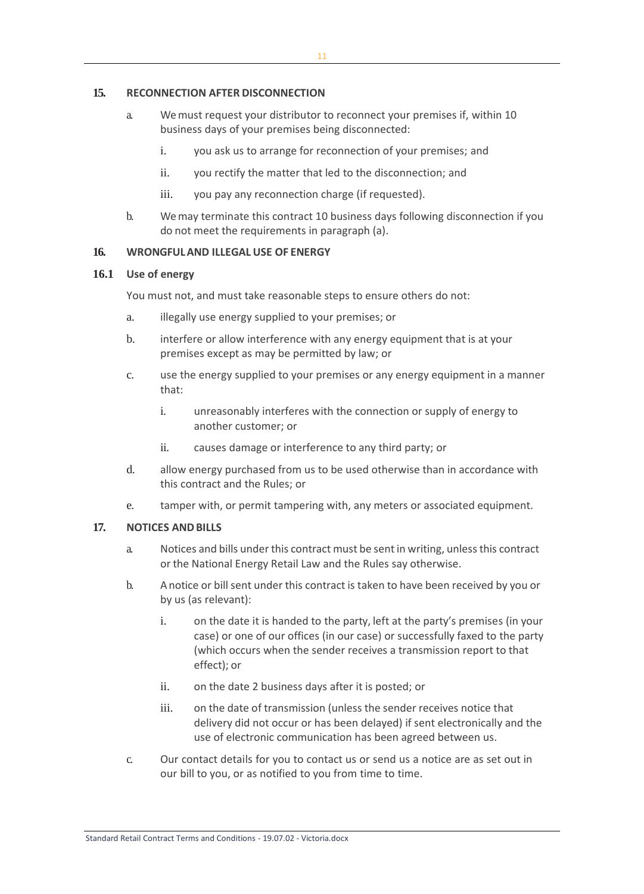## 15. RECONNECTION AFTER DISCONNECTION

a. We must request your distributor to reconnect your premises if, within 10 business days of your premises being disconnected:

   i. you ask us to arrange for reconnection of your premises; and

   ii. you rectify the matter that led to the disconnection; and

   iii. you pay any reconnection charge (if requested).

b. We may terminate this contract 10 business days following disconnection if you do not meet the requirements in paragraph (a).

## 16. WRONGFUL AND ILLEGAL USE OF ENERGY

### 16.1 Use of energy

You must not, and must take reasonable steps to ensure others do not:

a. illegally use energy supplied to your premises; or

b. interfere or allow interference with any energy equipment that is at your premises except as may be permitted by law; or

c. use the energy supplied to your premises or any energy equipment in a manner that:

   i. unreasonably interferes with the connection or supply of energy to another customer; or

   ii. causes damage or interference to any third party; or

d. allow energy purchased from us to be used otherwise than in accordance with this contract and the Rules; or

e. tamper with, or permit tampering with, any meters or associated equipment.

## 17. NOTICES AND BILLS

a. Notices and bills under this contract must be sent in writing, unless this contract or the National Energy Retail Law and the Rules say otherwise.

b. A notice or bill sent under this contract is taken to have been received by you or by us (as relevant):

   i. on the date it is handed to the party, left at the party's premises (in your case) or one of our offices (in our case) or successfully faxed to the party (which occurs when the sender receives a transmission report to that effect); or

   ii. on the date 2 business days after it is posted; or

   iii. on the date of transmission (unless the sender receives notice that delivery did not occur or has been delayed) if sent electronically and the use of electronic communication has been agreed between us.

c. Our contact details for you to contact us or send us a notice are as set out in our bill to you, or as notified to you from time to time.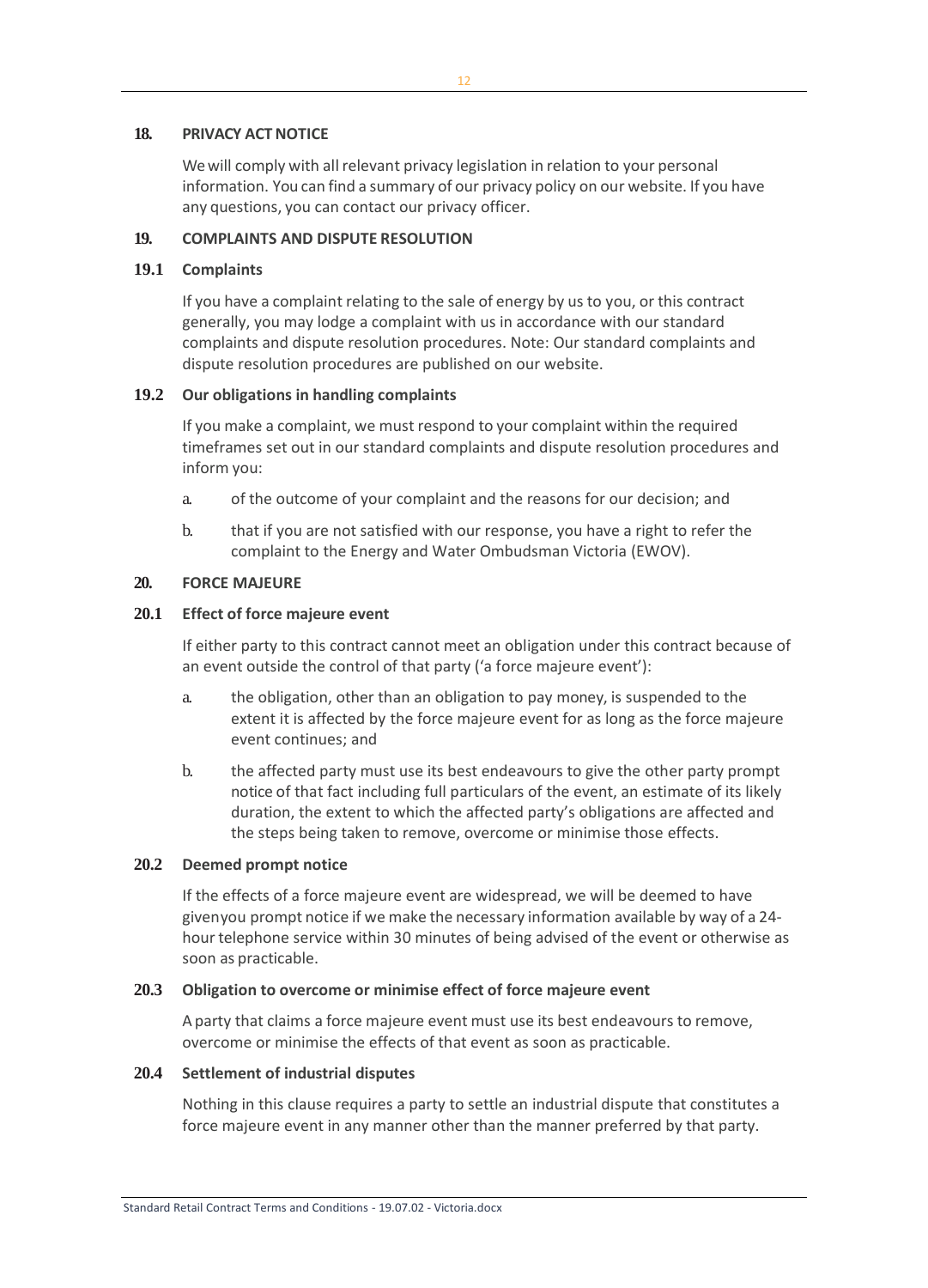## 18. PRIVACY ACT NOTICE

We will comply with all relevant privacy legislation in relation to your personal information. You can find a summary of our privacy policy on our website. If you have any questions, you can contact our privacy officer.

## 19. COMPLAINTS AND DISPUTE RESOLUTION

### 19.1 Complaints

If you have a complaint relating to the sale of energy by us to you, or this contract generally, you may lodge a complaint with us in accordance with our standard complaints and dispute resolution procedures. Note: Our standard complaints and dispute resolution procedures are published on our website.

### 19.2 Our obligations in handling complaints

If you make a complaint, we must respond to your complaint within the required timeframes set out in our standard complaints and dispute resolution procedures and inform you:

a. of the outcome of your complaint and the reasons for our decision; and

b. that if you are not satisfied with our response, you have a right to refer the complaint to the Energy and Water Ombudsman Victoria (EWOV).

## 20. FORCE MAJEURE

### 20.1 Effect of force majeure event

If either party to this contract cannot meet an obligation under this contract because of an event outside the control of that party ('a force majeure event'):

a. the obligation, other than an obligation to pay money, is suspended to the extent it is affected by the force majeure event for as long as the force majeure event continues; and

b. the affected party must use its best endeavours to give the other party prompt notice of that fact including full particulars of the event, an estimate of its likely duration, the extent to which the affected party's obligations are affected and the steps being taken to remove, overcome or minimise those effects.

### 20.2 Deemed prompt notice

If the effects of a force majeure event are widespread, we will be deemed to have givenyou prompt notice if we make the necessary information available by way of a 24-hour telephone service within 30 minutes of being advised of the event or otherwise as soon as practicable.

### 20.3 Obligation to overcome or minimise effect of force majeure event

A party that claims a force majeure event must use its best endeavours to remove, overcome or minimise the effects of that event as soon as practicable.

### 20.4 Settlement of industrial disputes

Nothing in this clause requires a party to settle an industrial dispute that constitutes a force majeure event in any manner other than the manner preferred by that party.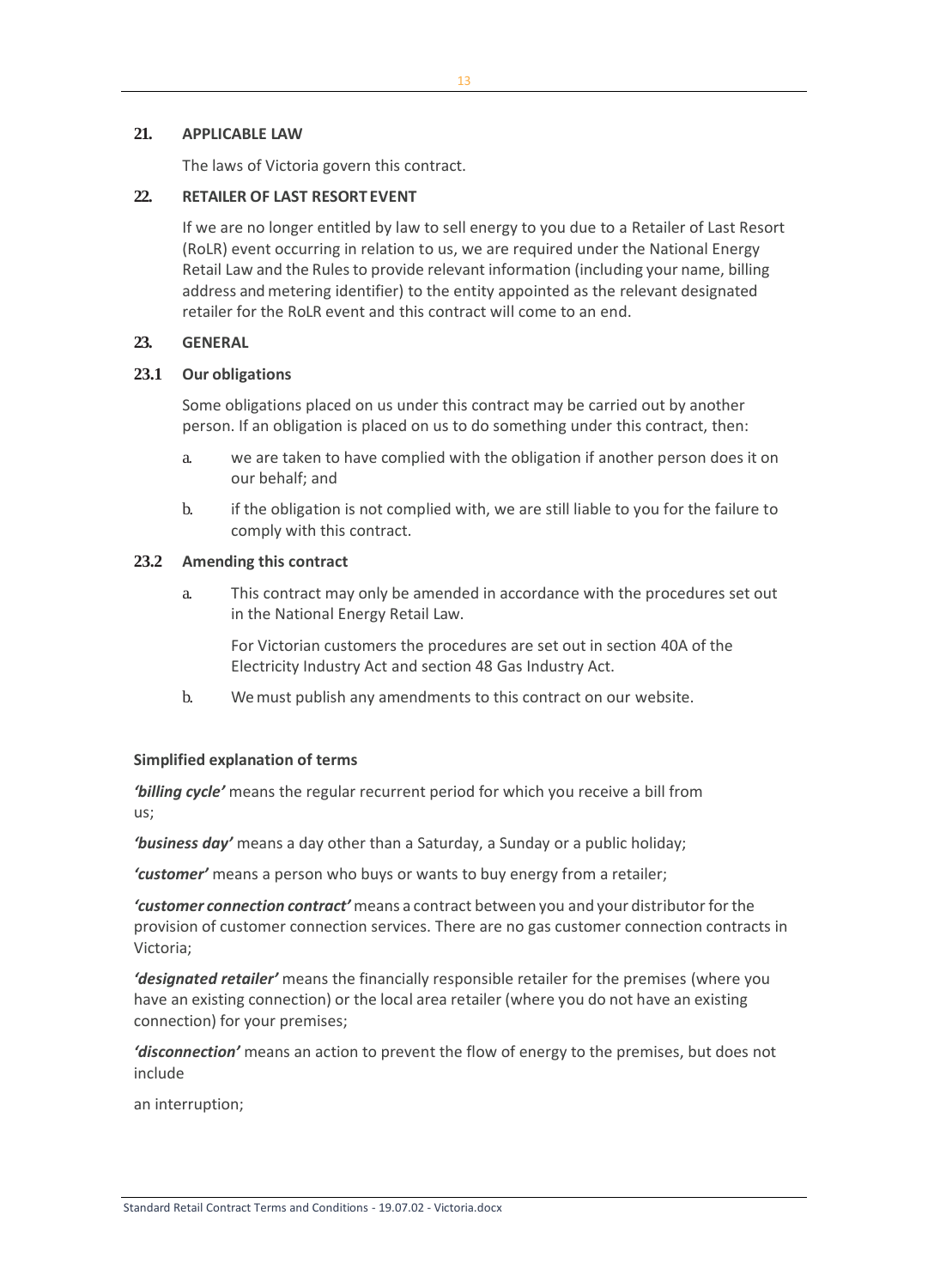## 21. APPLICABLE LAW

The laws of Victoria govern this contract.

## 22. RETAILER OF LAST RESORT EVENT

If we are no longer entitled by law to sell energy to you due to a Retailer of Last Resort (RoLR) event occurring in relation to us, we are required under the National Energy Retail Law and the Rules to provide relevant information (including your name, billing address and metering identifier) to the entity appointed as the relevant designated retailer for the RoLR event and this contract will come to an end.

## 23. GENERAL

### 23.1 Our obligations

Some obligations placed on us under this contract may be carried out by another person. If an obligation is placed on us to do something under this contract, then:

a. we are taken to have complied with the obligation if another person does it on our behalf; and

b. if the obligation is not complied with, we are still liable to you for the failure to comply with this contract.

### 23.2 Amending this contract

a. This contract may only be amended in accordance with the procedures set out in the National Energy Retail Law.

   For Victorian customers the procedures are set out in section 40A of the Electricity Industry Act and section 48 Gas Industry Act.

b. We must publish any amendments to this contract on our website.

**Simplified explanation of terms**

***'billing cycle'*** means the regular recurrent period for which you receive a bill from us;

***'business day'*** means a day other than a Saturday, a Sunday or a public holiday;

***'customer'*** means a person who buys or wants to buy energy from a retailer;

***'customer connection contract'*** means a contract between you and your distributor for the provision of customer connection services. There are no gas customer connection contracts in Victoria;

***'designated retailer'*** means the financially responsible retailer for the premises (where you have an existing connection) or the local area retailer (where you do not have an existing connection) for your premises;

***'disconnection'*** means an action to prevent the flow of energy to the premises, but does not include

an interruption;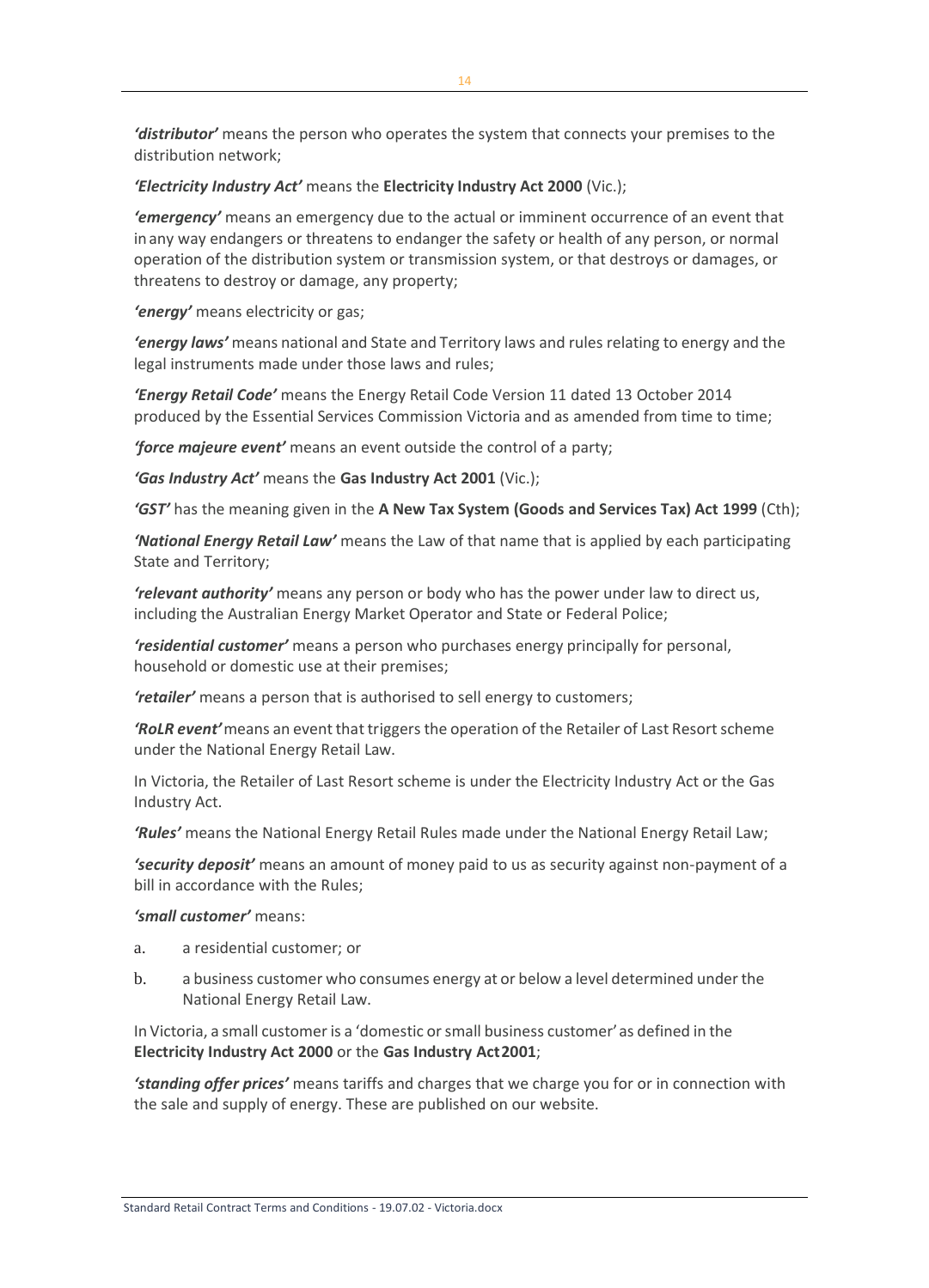***'distributor'*** means the person who operates the system that connects your premises to the distribution network;

***'Electricity Industry Act'*** means the **Electricity Industry Act 2000** (Vic.);

***'emergency'*** means an emergency due to the actual or imminent occurrence of an event that in any way endangers or threatens to endanger the safety or health of any person, or normal operation of the distribution system or transmission system, or that destroys or damages, or threatens to destroy or damage, any property;

***'energy'*** means electricity or gas;

***'energy laws'*** means national and State and Territory laws and rules relating to energy and the legal instruments made under those laws and rules;

***'Energy Retail Code'*** means the Energy Retail Code Version 11 dated 13 October 2014 produced by the Essential Services Commission Victoria and as amended from time to time;

***'force majeure event'*** means an event outside the control of a party;

***'Gas Industry Act'*** means the **Gas Industry Act 2001** (Vic.);

***'GST'*** has the meaning given in the **A New Tax System (Goods and Services Tax) Act 1999** (Cth);

***'National Energy Retail Law'*** means the Law of that name that is applied by each participating State and Territory;

***'relevant authority'*** means any person or body who has the power under law to direct us, including the Australian Energy Market Operator and State or Federal Police;

***'residential customer'*** means a person who purchases energy principally for personal, household or domestic use at their premises;

***'retailer'*** means a person that is authorised to sell energy to customers;

***'RoLR event'*** means an event that triggers the operation of the Retailer of Last Resort scheme under the National Energy Retail Law.

In Victoria, the Retailer of Last Resort scheme is under the Electricity Industry Act or the Gas Industry Act.

***'Rules'*** means the National Energy Retail Rules made under the National Energy Retail Law;

***'security deposit'*** means an amount of money paid to us as security against non-payment of a bill in accordance with the Rules;

***'small customer'*** means:

a. a residential customer; or

b. a business customer who consumes energy at or below a level determined under the National Energy Retail Law.

In Victoria, a small customer is a 'domestic or small business customer' as defined in the **Electricity Industry Act 2000** or the **Gas Industry Act 2001**;

***'standing offer prices'*** means tariffs and charges that we charge you for or in connection with the sale and supply of energy. These are published on our website.